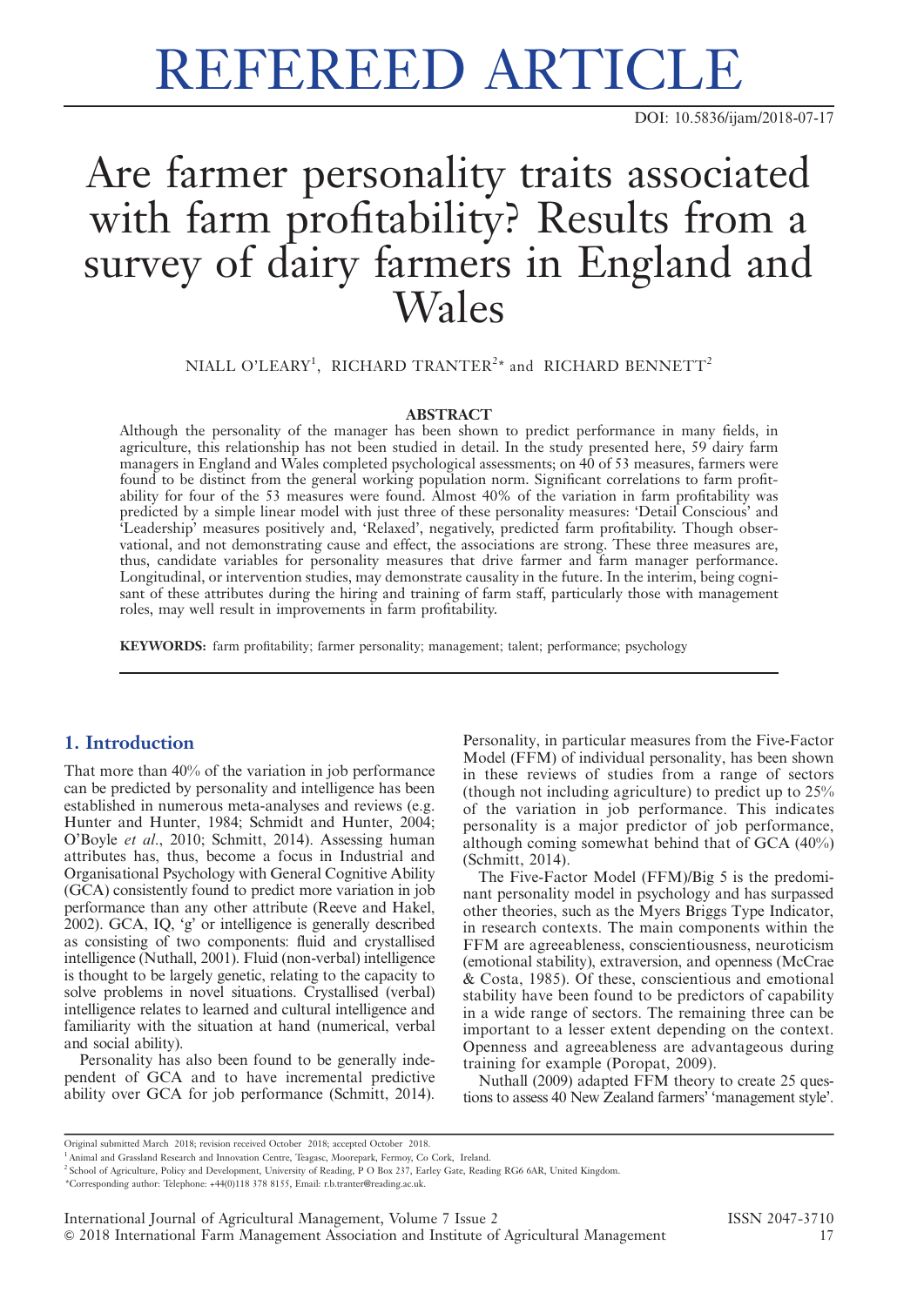REFEREED ARTICLE

DOI: 10.5836/ijam/2018-07-17

# Are farmer personality traits associated with farm profitability? Results from a survey of dairy farmers in England and Wales

NIALL O'LEARY[1], RICHARD TRANTER[2]* and RICHARD BENNETT[2]

## ABSTRACT

Although the personality of the manager has been shown to predict performance in many fields, in agriculture, this relationship has not been studied in detail. In the study presented here, 59 dairy farm managers in England and Wales completed psychological assessments; on 40 of 53 measures, farmers were found to be distinct from the general working population norm. Significant correlations to farm profitability for four of the 53 measures were found. Almost 40% of the variation in farm profitability was predicted by a simple linear model with just three of these personality measures: 'Detail Conscious' and 'Leadership' measures positively and, 'Relaxed', negatively, predicted farm profitability. Though observational, and not demonstrating cause and effect, the associations are strong. These three measures are, thus, candidate variables for personality measures that drive farmer and farm manager performance. Longitudinal, or intervention studies, may demonstrate causality in the future. In the interim, being cognisant of these attributes during the hiring and training of farm staff, particularly those with management roles, may well result in improvements in farm profitability.

**KEYWORDS:** farm profitability; farmer personality; management; talent; performance; psychology

## 1. Introduction

That more than 40% of the variation in job performance can be predicted by personality and intelligence has been established in numerous meta-analyses and reviews (e.g. Hunter and Hunter, 1984; Schmidt and Hunter, 2004; O'Boyle *et al*., 2010; Schmitt, 2014). Assessing human attributes has, thus, become a focus in Industrial and Organisational Psychology with General Cognitive Ability (GCA) consistently found to predict more variation in job performance than any other attribute (Reeve and Hakel, 2002). GCA, IQ, 'g' or intelligence is generally described as consisting of two components: fluid and crystallised intelligence (Nuthall, 2001). Fluid (non-verbal) intelligence is thought to be largely genetic, relating to the capacity to solve problems in novel situations. Crystallised (verbal) intelligence relates to learned and cultural intelligence and familiarity with the situation at hand (numerical, verbal and social ability).

Personality has also been found to be generally independent of GCA and to have incremental predictive ability over GCA for job performance (Schmitt, 2014). Personality, in particular measures from the Five-Factor Model (FFM) of individual personality, has been shown in these reviews of studies from a range of sectors (though not including agriculture) to predict up to 25% of the variation in job performance. This indicates personality is a major predictor of job performance, although coming somewhat behind that of GCA (40%) (Schmitt, 2014).

The Five-Factor Model (FFM)/Big 5 is the predominant personality model in psychology and has surpassed other theories, such as the Myers Briggs Type Indicator, in research contexts. The main components within the FFM are agreeableness, conscientiousness, neuroticism (emotional stability), extraversion, and openness (McCrae & Costa, 1985). Of these, conscientious and emotional stability have been found to be predictors of capability in a wide range of sectors. The remaining three can be important to a lesser extent depending on the context. Openness and agreeableness are advantageous during training for example (Poropat, 2009).

Nuthall (2009) adapted FFM theory to create 25 questions to assess 40 New Zealand farmers' 'management style'.

Original submitted March 2018; revision received October 2018; accepted October 2018.

[1] Animal and Grassland Research and Innovation Centre, Teagasc, Moorepark, Fermoy, Co Cork, Ireland.

[2] School of Agriculture, Policy and Development, University of Reading, P O Box 237, Earley Gate, Reading RG6 6AR, United Kingdom.

*Corresponding author: Telephone: +44(0)118 378 8155, Email: r.b.tranter@reading.ac.uk.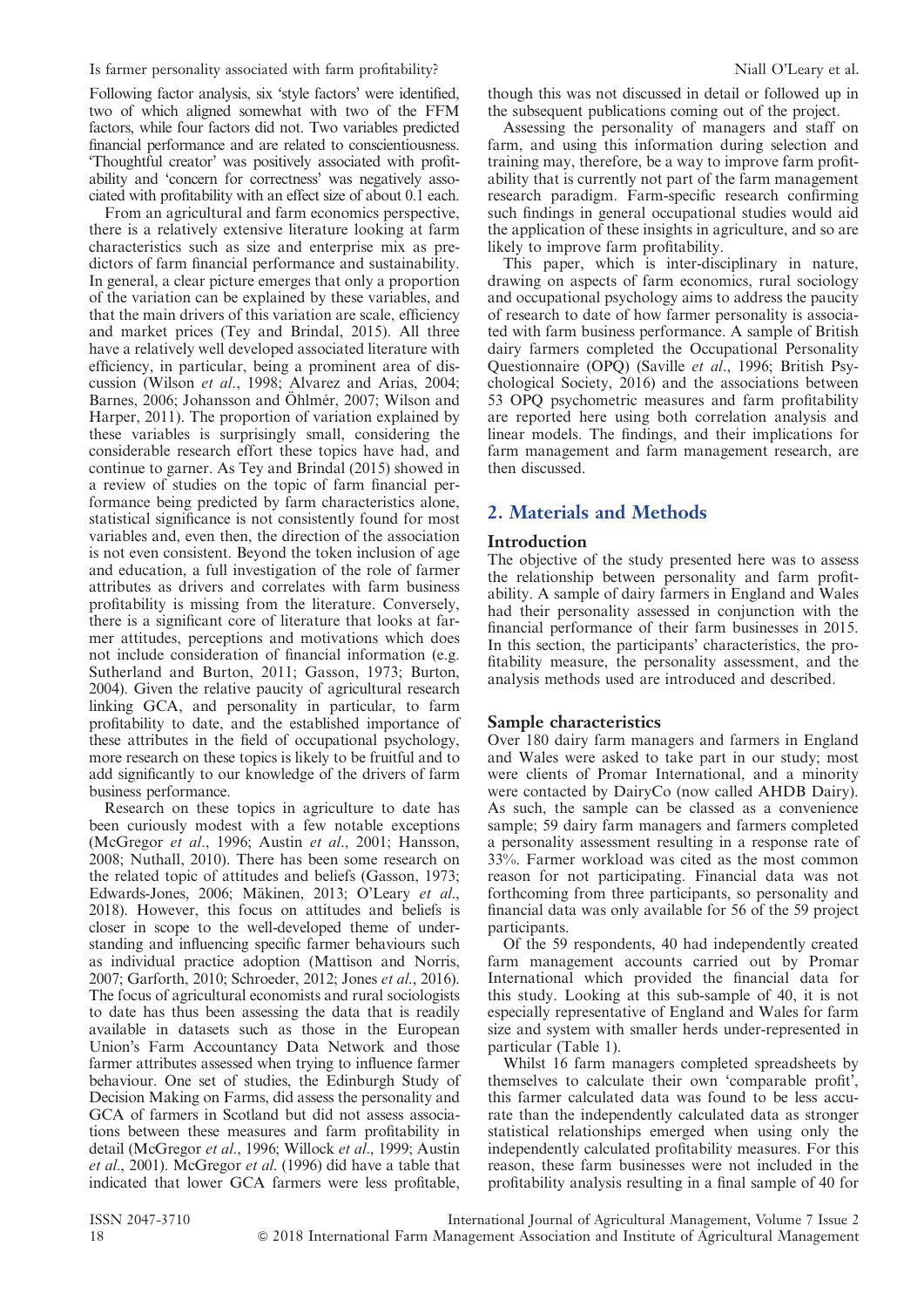Following factor analysis, six 'style factors' were identified, two of which aligned somewhat with two of the FFM factors, while four factors did not. Two variables predicted financial performance and are related to conscientiousness. 'Thoughtful creator' was positively associated with profitability and 'concern for correctness' was negatively associated with profitability with an effect size of about 0.1 each.

From an agricultural and farm economics perspective, there is a relatively extensive literature looking at farm characteristics such as size and enterprise mix as predictors of farm financial performance and sustainability. In general, a clear picture emerges that only a proportion of the variation can be explained by these variables, and that the main drivers of this variation are scale, efficiency and market prices (Tey and Brindal, 2015). All three have a relatively well developed associated literature with efficiency, in particular, being a prominent area of discussion (Wilson *et al*., 1998; Alvarez and Arias, 2004; Barnes, 2006; Johansson and Öhlmér, 2007; Wilson and Harper, 2011). The proportion of variation explained by these variables is surprisingly small, considering the considerable research effort these topics have had, and continue to garner. As Tey and Brindal (2015) showed in a review of studies on the topic of farm financial performance being predicted by farm characteristics alone, statistical significance is not consistently found for most variables and, even then, the direction of the association is not even consistent. Beyond the token inclusion of age and education, a full investigation of the role of farmer attributes as drivers and correlates with farm business profitability is missing from the literature. Conversely, there is a significant core of literature that looks at farmer attitudes, perceptions and motivations which does not include consideration of financial information (e.g. Sutherland and Burton, 2011; Gasson, 1973; Burton, 2004). Given the relative paucity of agricultural research linking GCA, and personality in particular, to farm profitability to date, and the established importance of these attributes in the field of occupational psychology, more research on these topics is likely to be fruitful and to add significantly to our knowledge of the drivers of farm business performance.

Research on these topics in agriculture to date has been curiously modest with a few notable exceptions (McGregor *et al*., 1996; Austin *et al*., 2001; Hansson, 2008; Nuthall, 2010). There has been some research on the related topic of attitudes and beliefs (Gasson, 1973; Edwards-Jones, 2006; Mäkinen, 2013; O'Leary *et al*., 2018). However, this focus on attitudes and beliefs is closer in scope to the well-developed theme of understanding and influencing specific farmer behaviours such as individual practice adoption (Mattison and Norris, 2007; Garforth, 2010; Schroeder, 2012; Jones *et al*., 2016). The focus of agricultural economists and rural sociologists to date has thus been assessing the data that is readily available in datasets such as those in the European Union's Farm Accountancy Data Network and those farmer attributes assessed when trying to influence farmer behaviour. One set of studies, the Edinburgh Study of Decision Making on Farms, did assess the personality and GCA of farmers in Scotland but did not assess associations between these measures and farm profitability in detail (McGregor *et al*., 1996; Willock *et al*., 1999; Austin *et al*., 2001). McGregor *et al*. (1996) did have a table that indicated that lower GCA farmers were less profitable, though this was not discussed in detail or followed up in the subsequent publications coming out of the project.

Assessing the personality of managers and staff on farm, and using this information during selection and training may, therefore, be a way to improve farm profitability that is currently not part of the farm management research paradigm. Farm-specific research confirming such findings in general occupational studies would aid the application of these insights in agriculture, and so are likely to improve farm profitability.

This paper, which is inter-disciplinary in nature, drawing on aspects of farm economics, rural sociology and occupational psychology aims to address the paucity of research to date of how farmer personality is associated with farm business performance. A sample of British dairy farmers completed the Occupational Personality Questionnaire (OPQ) (Saville *et al*., 1996; British Psychological Society, 2016) and the associations between 53 OPQ psychometric measures and farm profitability are reported here using both correlation analysis and linear models. The findings, and their implications for farm management and farm management research, are then discussed.

## 2. Materials and Methods

### Introduction

The objective of the study presented here was to assess the relationship between personality and farm profitability. A sample of dairy farmers in England and Wales had their personality assessed in conjunction with the financial performance of their farm businesses in 2015. In this section, the participants' characteristics, the profitability measure, the personality assessment, and the analysis methods used are introduced and described.

### Sample characteristics

Over 180 dairy farm managers and farmers in England and Wales were asked to take part in our study; most were clients of Promar International, and a minority were contacted by DairyCo (now called AHDB Dairy). As such, the sample can be classed as a convenience sample; 59 dairy farm managers and farmers completed a personality assessment resulting in a response rate of 33%. Farmer workload was cited as the most common reason for not participating. Financial data was not forthcoming from three participants, so personality and financial data was only available for 56 of the 59 project participants.

Of the 59 respondents, 40 had independently created farm management accounts carried out by Promar International which provided the financial data for this study. Looking at this sub-sample of 40, it is not especially representative of England and Wales for farm size and system with smaller herds under-represented in particular (Table 1).

Whilst 16 farm managers completed spreadsheets by themselves to calculate their own 'comparable profit', this farmer calculated data was found to be less accurate than the independently calculated data as stronger statistical relationships emerged when using only the independently calculated profitability measures. For this reason, these farm businesses were not included in the profitability analysis resulting in a final sample of 40 for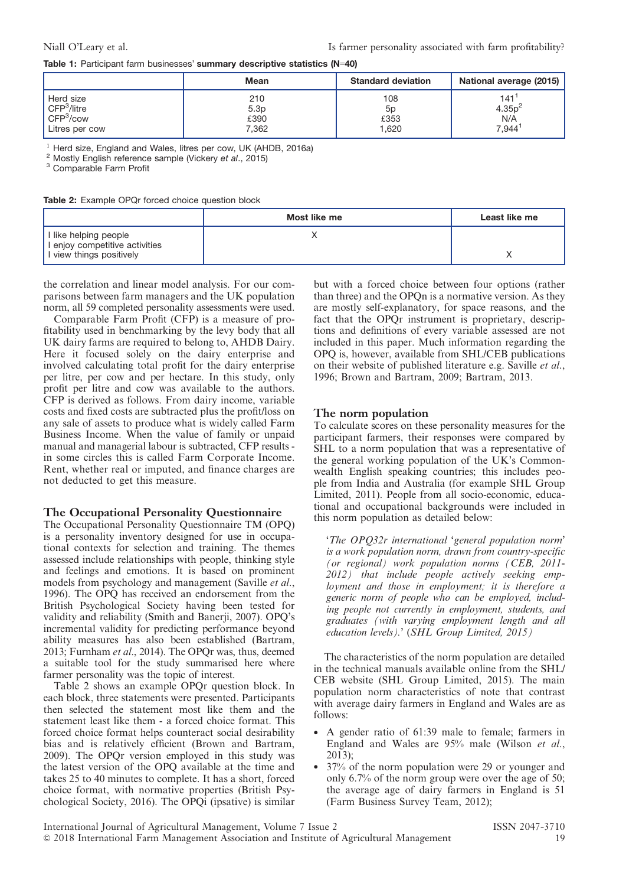**Table 1:** Participant farm businesses' **summary descriptive statistics (N=40)**

| | Mean | Standard deviation | National average (2015) |
|---|---|---|---|
| Herd size | 210 | 108 | 141[1] |
| CFP[3]/litre | 5.3p | 5p | 4.35p[2] |
| CFP[3]/cow | £390 | £353 | N/A |
| Litres per cow | 7,362 | 1,620 | 7,944[1] |

[1] Herd size, England and Wales, litres per cow, UK (AHDB, 2016a)
[2] Mostly English reference sample (Vickery *et al*., 2015)
[3] Comparable Farm Profit

**Table 2:** Example OPQr forced choice question block

| | Most like me | Least like me |
|---|---|---|
| I like helping people | X | |
| I enjoy competitive activities | | |
| I view things positively | | X |

the correlation and linear model analysis. For our comparisons between farm managers and the UK population norm, all 59 completed personality assessments were used.

Comparable Farm Profit (CFP) is a measure of profitability used in benchmarking by the levy body that all UK dairy farms are required to belong to, AHDB Dairy. Here it focused solely on the dairy enterprise and involved calculating total profit for the dairy enterprise per litre, per cow and per hectare. In this study, only profit per litre and cow was available to the authors. CFP is derived as follows. From dairy income, variable costs and fixed costs are subtracted plus the profit/loss on any sale of assets to produce what is widely called Farm Business Income. When the value of family or unpaid manual and managerial labour is subtracted, CFP results - in some circles this is called Farm Corporate Income. Rent, whether real or imputed, and finance charges are not deducted to get this measure.

## The Occupational Personality Questionnaire

The Occupational Personality Questionnaire TM (OPQ) is a personality inventory designed for use in occupational contexts for selection and training. The themes assessed include relationships with people, thinking style and feelings and emotions. It is based on prominent models from psychology and management (Saville *et al*., 1996). The OPQ has received an endorsement from the British Psychological Society having been tested for validity and reliability (Smith and Banerji, 2007). OPQ's incremental validity for predicting performance beyond ability measures has also been established (Bartram, 2013; Furnham *et al*., 2014). The OPQr was, thus, deemed a suitable tool for the study summarised here where farmer personality was the topic of interest.

Table 2 shows an example OPQr question block. In each block, three statements were presented. Participants then selected the statement most like them and the statement least like them - a forced choice format. This forced choice format helps counteract social desirability bias and is relatively efficient (Brown and Bartram, 2009). The OPQr version employed in this study was the latest version of the OPQ available at the time and takes 25 to 40 minutes to complete. It has a short, forced choice format, with normative properties (British Psychological Society, 2016). The OPQi (ipsative) is similar but with a forced choice between four options (rather than three) and the OPQn is a normative version. As they are mostly self-explanatory, for space reasons, and the fact that the OPQr instrument is proprietary, descriptions and definitions of every variable assessed are not included in this paper. Much information regarding the OPQ is, however, available from SHL/CEB publications on their website of published literature e.g. Saville *et al*., 1996; Brown and Bartram, 2009; Bartram, 2013.

## The norm population

To calculate scores on these personality measures for the participant farmers, their responses were compared by SHL to a norm population that was a representative of the general working population of the UK's Commonwealth English speaking countries; this includes people from India and Australia (for example SHL Group Limited, 2011). People from all socio-economic, educational and occupational backgrounds were included in this norm population as detailed below:

> '*The OPQ32r international* '*general population norm*' *is a work population norm, drawn from country-specific (or regional) work population norms (CEB, 2011-2012) that include people actively seeking employment and those in employment; it is therefore a generic norm of people who can be employed, including people not currently in employment, students, and graduates (with varying employment length and all education levels)*.' (*SHL Group Limited, 2015)*

The characteristics of the norm population are detailed in the technical manuals available online from the SHL/CEB website (SHL Group Limited, 2015). The main population norm characteristics of note that contrast with average dairy farmers in England and Wales are as follows:

- A gender ratio of 61:39 male to female; farmers in England and Wales are 95% male (Wilson *et al*., 2013);
- 37% of the norm population were 29 or younger and only 6.7% of the norm group were over the age of 50; the average age of dairy farmers in England is 51 (Farm Business Survey Team, 2012);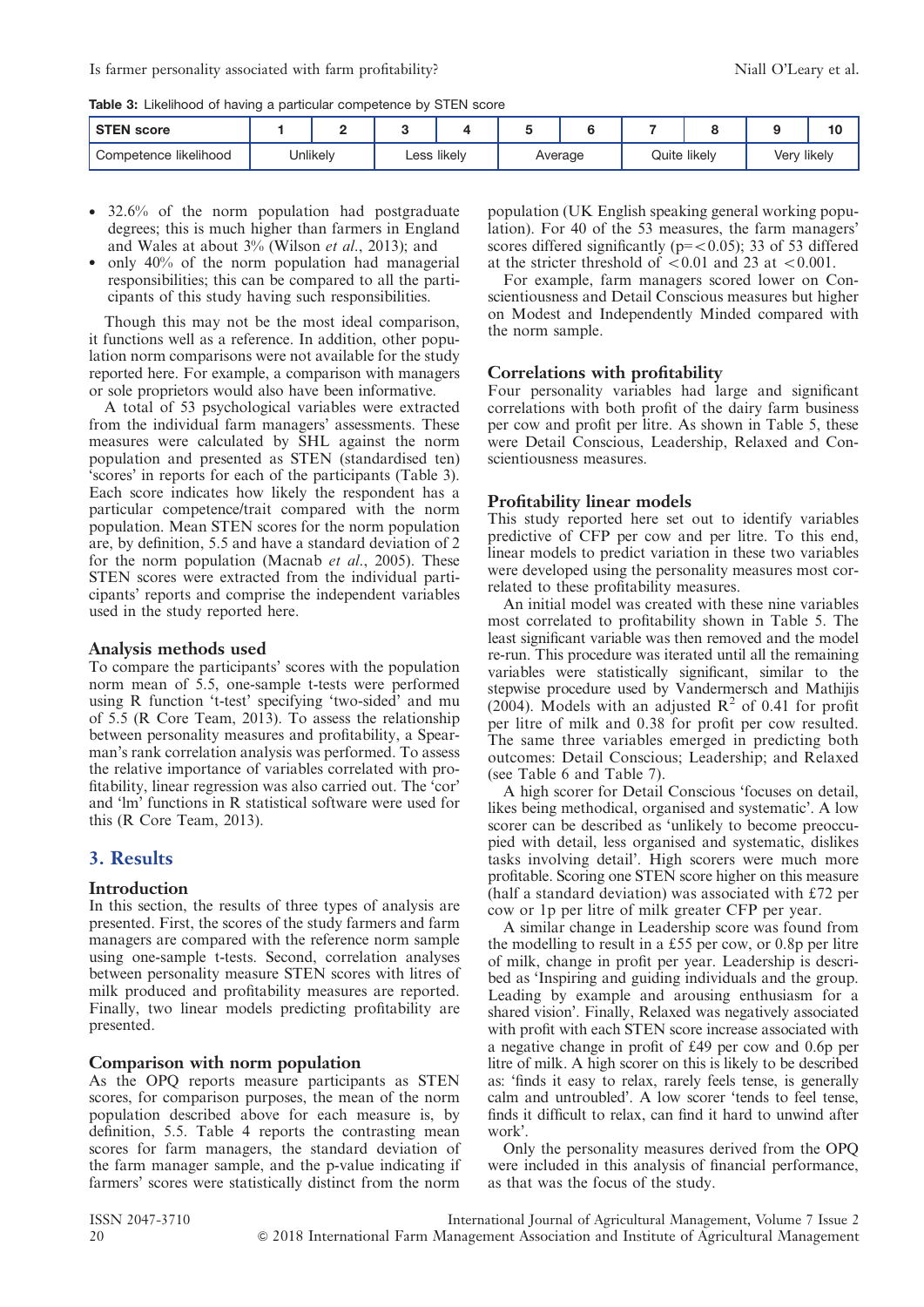**Table 3:** Likelihood of having a particular competence by STEN score

| STEN score | 1 | 2 | 3 | 4 | 5 | 6 | 7 | 8 | 9 | 10 |
|---|---|---|---|---|---|---|---|---|---|---|
| Competence likelihood | Unlikely | | Less likely | | Average | | Quite likely | | Very likely | |

- 32.6% of the norm population had postgraduate degrees; this is much higher than farmers in England and Wales at about 3% (Wilson *et al.*, 2013); and
- only 40% of the norm population had managerial responsibilities; this can be compared to all the participants of this study having such responsibilities.

Though this may not be the most ideal comparison, it functions well as a reference. In addition, other population norm comparisons were not available for the study reported here. For example, a comparison with managers or sole proprietors would also have been informative.

A total of 53 psychological variables were extracted from the individual farm managers' assessments. These measures were calculated by SHL against the norm population and presented as STEN (standardised ten) 'scores' in reports for each of the participants (Table 3). Each score indicates how likely the respondent has a particular competence/trait compared with the norm population. Mean STEN scores for the norm population are, by definition, 5.5 and have a standard deviation of 2 for the norm population (Macnab *et al.*, 2005). These STEN scores were extracted from the individual participants' reports and comprise the independent variables used in the study reported here.

### Analysis methods used

To compare the participants' scores with the population norm mean of 5.5, one-sample t-tests were performed using R function 't-test' specifying 'two-sided' and mu of 5.5 (R Core Team, 2013). To assess the relationship between personality measures and profitability, a Spearman's rank correlation analysis was performed. To assess the relative importance of variables correlated with profitability, linear regression was also carried out. The 'cor' and 'lm' functions in R statistical software were used for this (R Core Team, 2013).

## 3. Results

### Introduction

In this section, the results of three types of analysis are presented. First, the scores of the study farmers and farm managers are compared with the reference norm sample using one-sample t-tests. Second, correlation analyses between personality measure STEN scores with litres of milk produced and profitability measures are reported. Finally, two linear models predicting profitability are presented.

### Comparison with norm population

As the OPQ reports measure participants as STEN scores, for comparison purposes, the mean of the norm population described above for each measure is, by definition, 5.5. Table 4 reports the contrasting mean scores for farm managers, the standard deviation of the farm manager sample, and the p-value indicating if farmers' scores were statistically distinct from the norm population (UK English speaking general working population). For 40 of the 53 measures, the farm managers' scores differed significantly ($p = < 0.05$); 33 of 53 differed at the stricter threshold of $< 0.01$ and 23 at $< 0.001$.

For example, farm managers scored lower on Conscientiousness and Detail Conscious measures but higher on Modest and Independently Minded compared with the norm sample.

### Correlations with profitability

Four personality variables had large and significant correlations with both profit of the dairy farm business per cow and profit per litre. As shown in Table 5, these were Detail Conscious, Leadership, Relaxed and Conscientiousness measures.

### Profitability linear models

This study reported here set out to identify variables predictive of CFP per cow and per litre. To this end, linear models to predict variation in these two variables were developed using the personality measures most correlated to these profitability measures.

An initial model was created with these nine variables most correlated to profitability shown in Table 5. The least significant variable was then removed and the model re-run. This procedure was iterated until all the remaining variables were statistically significant, similar to the stepwise procedure used by Vandermersch and Mathijs (2004). Models with an adjusted $R^2$ of 0.41 for profit per litre of milk and 0.38 for profit per cow resulted. The same three variables emerged in predicting both outcomes: Detail Conscious; Leadership; and Relaxed (see Table 6 and Table 7).

A high scorer for Detail Conscious 'focuses on detail, likes being methodical, organised and systematic'. A low scorer can be described as 'unlikely to become preoccupied with detail, less organised and systematic, dislikes tasks involving detail'. High scorers were much more profitable. Scoring one STEN score higher on this measure (half a standard deviation) was associated with £72 per cow or 1p per litre of milk greater CFP per year.

A similar change in Leadership score was found from the modelling to result in a £55 per cow, or 0.8p per litre of milk, change in profit per year. Leadership is described as 'Inspiring and guiding individuals and the group. Leading by example and arousing enthusiasm for a shared vision'. Finally, Relaxed was negatively associated with profit with each STEN score increase associated with a negative change in profit of £49 per cow and 0.6p per litre of milk. A high scorer on this is likely to be described as: 'finds it easy to relax, rarely feels tense, is generally calm and untroubled'. A low scorer 'tends to feel tense, finds it difficult to relax, can find it hard to unwind after work'.

Only the personality measures derived from the OPQ were included in this analysis of financial performance, as that was the focus of the study.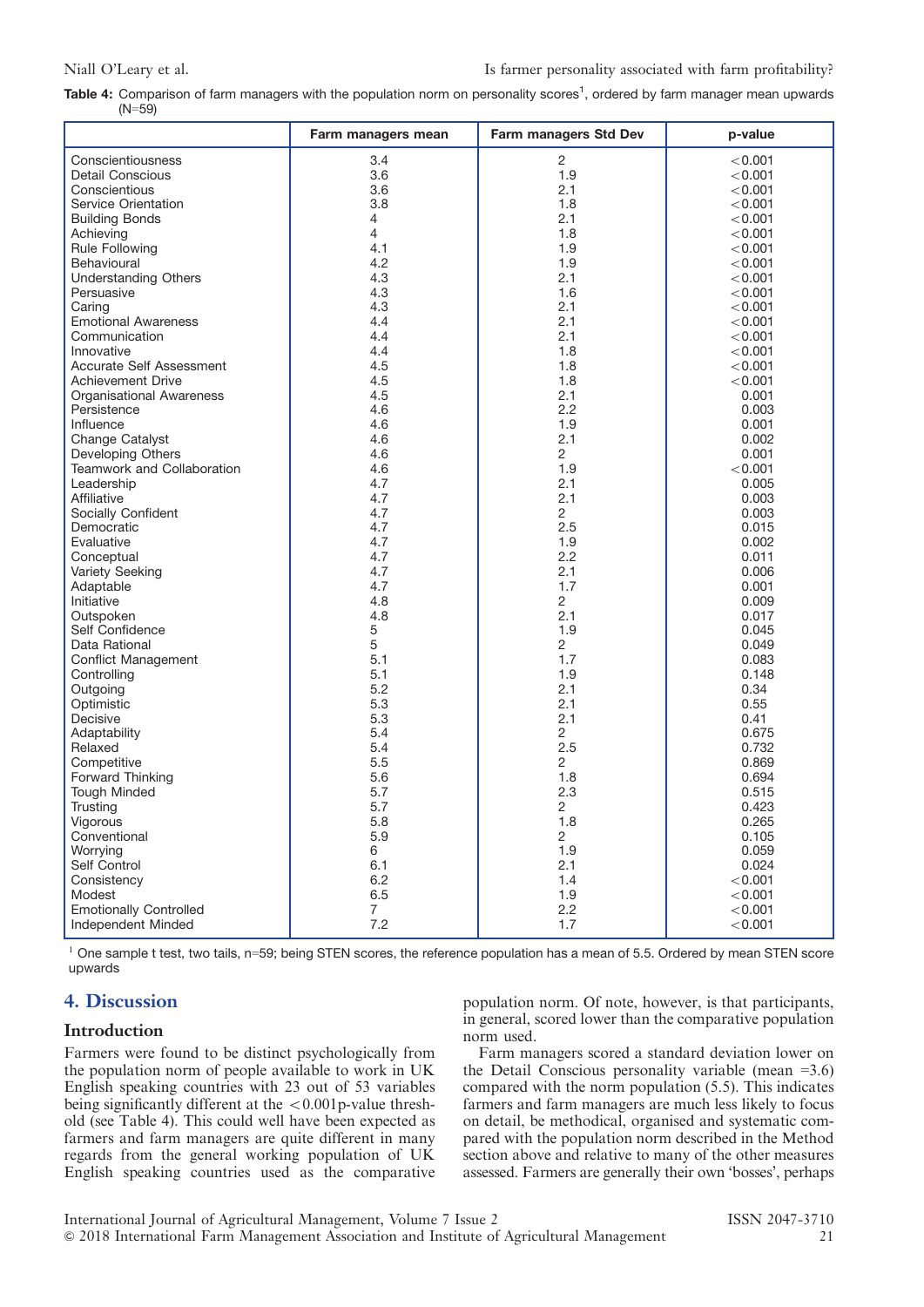**Table 4:** Comparison of farm managers with the population norm on personality scores[1], ordered by farm manager mean upwards (N=59)

| | Farm managers mean | Farm managers Std Dev | p-value |
|---|---|---|---|
| Conscientiousness | 3.4 | 2 | <0.001 |
| Detail Conscious | 3.6 | 1.9 | <0.001 |
| Conscientious | 3.6 | 2.1 | <0.001 |
| Service Orientation | 3.8 | 1.8 | <0.001 |
| Building Bonds | 4 | 2.1 | <0.001 |
| Achieving | 4 | 1.8 | <0.001 |
| Rule Following | 4.1 | 1.9 | <0.001 |
| Behavioural | 4.2 | 1.9 | <0.001 |
| Understanding Others | 4.3 | 2.1 | <0.001 |
| Persuasive | 4.3 | 1.6 | <0.001 |
| Caring | 4.3 | 2.1 | <0.001 |
| Emotional Awareness | 4.4 | 2.1 | <0.001 |
| Communication | 4.4 | 2.1 | <0.001 |
| Innovative | 4.4 | 1.8 | <0.001 |
| Accurate Self Assessment | 4.5 | 1.8 | <0.001 |
| Achievement Drive | 4.5 | 1.8 | <0.001 |
| Organisational Awareness | 4.5 | 2.1 | 0.001 |
| Persistence | 4.6 | 2.2 | 0.003 |
| Influence | 4.6 | 1.9 | 0.001 |
| Change Catalyst | 4.6 | 2.1 | 0.002 |
| Developing Others | 4.6 | 2 | 0.001 |
| Teamwork and Collaboration | 4.6 | 1.9 | <0.001 |
| Leadership | 4.7 | 2.1 | 0.005 |
| Affiliative | 4.7 | 2.1 | 0.003 |
| Socially Confident | 4.7 | 2 | 0.003 |
| Democratic | 4.7 | 2.5 | 0.015 |
| Evaluative | 4.7 | 1.9 | 0.002 |
| Conceptual | 4.7 | 2.2 | 0.011 |
| Variety Seeking | 4.7 | 2.1 | 0.006 |
| Adaptable | 4.7 | 1.7 | 0.001 |
| Initiative | 4.8 | 2 | 0.009 |
| Outspoken | 4.8 | 2.1 | 0.017 |
| Self Confidence | 5 | 1.9 | 0.045 |
| Data Rational | 5 | 2 | 0.049 |
| Conflict Management | 5.1 | 1.7 | 0.083 |
| Controlling | 5.1 | 1.9 | 0.148 |
| Outgoing | 5.2 | 2.1 | 0.34 |
| Optimistic | 5.3 | 2.1 | 0.55 |
| Decisive | 5.3 | 2.1 | 0.41 |
| Adaptability | 5.4 | 2 | 0.675 |
| Relaxed | 5.4 | 2.5 | 0.732 |
| Competitive | 5.5 | 2 | 0.869 |
| Forward Thinking | 5.6 | 1.8 | 0.694 |
| Tough Minded | 5.7 | 2.3 | 0.515 |
| Trusting | 5.7 | 2 | 0.423 |
| Vigorous | 5.8 | 1.8 | 0.265 |
| Conventional | 5.9 | 2 | 0.105 |
| Worrying | 6 | 1.9 | 0.059 |
| Self Control | 6.1 | 2.1 | 0.024 |
| Consistency | 6.2 | 1.4 | <0.001 |
| Modest | 6.5 | 1.9 | <0.001 |
| Emotionally Controlled | 7 | 2.2 | <0.001 |
| Independent Minded | 7.2 | 1.7 | <0.001 |

[1] One sample t test, two tails, n=59; being STEN scores, the reference population has a mean of 5.5. Ordered by mean STEN score upwards

## 4. Discussion

### Introduction

Farmers were found to be distinct psychologically from the population norm of people available to work in UK English speaking countries with 23 out of 53 variables being significantly different at the <0.001p-value threshold (see Table 4). This could well have been expected as farmers and farm managers are quite different in many regards from the general working population of UK English speaking countries used as the comparative population norm. Of note, however, is that participants, in general, scored lower than the comparative population norm used.

Farm managers scored a standard deviation lower on the Detail Conscious personality variable (mean =3.6) compared with the norm population (5.5). This indicates farmers and farm managers are much less likely to focus on detail, be methodical, organised and systematic compared with the population norm described in the Method section above and relative to many of the other measures assessed. Farmers are generally their own 'bosses', perhaps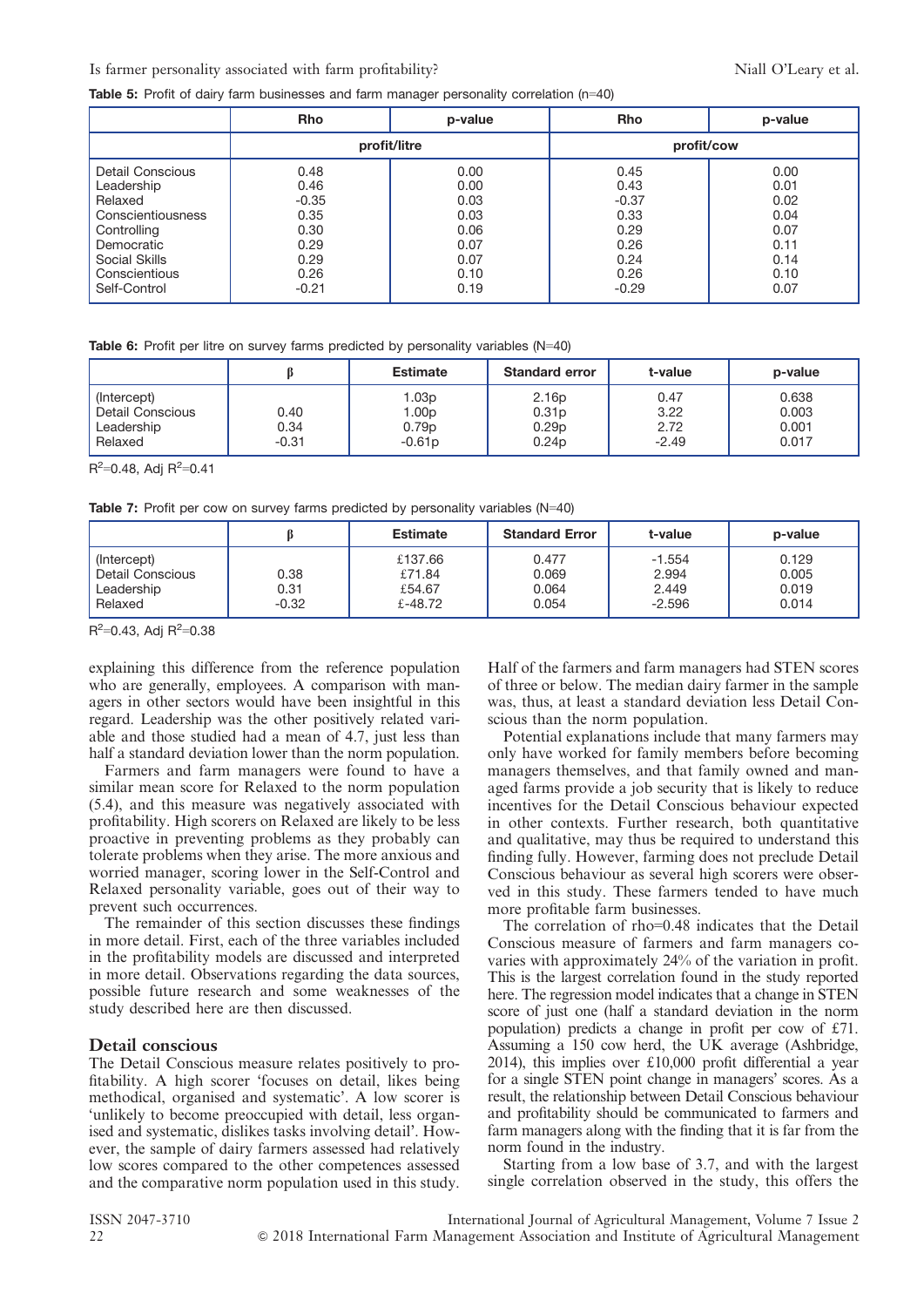**Table 5:** Profit of dairy farm businesses and farm manager personality correlation (n=40)

| | Rho | p-value | Rho | p-value |
|---|---|---|---|---|
| | profit/litre | | profit/cow | |
| Detail Conscious | 0.48 | 0.00 | 0.45 | 0.00 |
| Leadership | 0.46 | 0.00 | 0.43 | 0.01 |
| Relaxed | -0.35 | 0.03 | -0.37 | 0.02 |
| Conscientiousness | 0.35 | 0.03 | 0.33 | 0.04 |
| Controlling | 0.30 | 0.06 | 0.29 | 0.07 |
| Democratic | 0.29 | 0.07 | 0.26 | 0.11 |
| Social Skills | 0.29 | 0.07 | 0.24 | 0.14 |
| Conscientious | 0.26 | 0.10 | 0.26 | 0.10 |
| Self-Control | -0.21 | 0.19 | -0.29 | 0.07 |

**Table 6:** Profit per litre on survey farms predicted by personality variables (N=40)

| | β | Estimate | Standard error | t-value | p-value |
|---|---|---|---|---|---|
| (Intercept) | | 1.03p | 2.16p | 0.47 | 0.638 |
| Detail Conscious | 0.40 | 1.00p | 0.31p | 3.22 | 0.003 |
| Leadership | 0.34 | 0.79p | 0.29p | 2.72 | 0.001 |
| Relaxed | -0.31 | -0.61p | 0.24p | -2.49 | 0.017 |

$R^2$=0.48, Adj $R^2$=0.41

**Table 7:** Profit per cow on survey farms predicted by personality variables (N=40)

| | β | Estimate | Standard Error | t-value | p-value |
|---|---|---|---|---|---|
| (Intercept) | | £137.66 | 0.477 | -1.554 | 0.129 |
| Detail Conscious | 0.38 | £71.84 | 0.069 | 2.994 | 0.005 |
| Leadership | 0.31 | £54.67 | 0.064 | 2.449 | 0.019 |
| Relaxed | -0.32 | £-48.72 | 0.054 | -2.596 | 0.014 |

$R^2$=0.43, Adj $R^2$=0.38

explaining this difference from the reference population who are generally, employees. A comparison with managers in other sectors would have been insightful in this regard. Leadership was the other positively related variable and those studied had a mean of 4.7, just less than half a standard deviation lower than the norm population.

Farmers and farm managers were found to have a similar mean score for Relaxed to the norm population (5.4), and this measure was negatively associated with profitability. High scorers on Relaxed are likely to be less proactive in preventing problems as they probably can tolerate problems when they arise. The more anxious and worried manager, scoring lower in the Self-Control and Relaxed personality variable, goes out of their way to prevent such occurrences.

The remainder of this section discusses these findings in more detail. First, each of the three variables included in the profitability models are discussed and interpreted in more detail. Observations regarding the data sources, possible future research and some weaknesses of the study described here are then discussed.

## Detail conscious

The Detail Conscious measure relates positively to profitability. A high scorer 'focuses on detail, likes being methodical, organised and systematic'. A low scorer is 'unlikely to become preoccupied with detail, less organised and systematic, dislikes tasks involving detail'. However, the sample of dairy farmers assessed had relatively low scores compared to the other competences assessed and the comparative norm population used in this study. Half of the farmers and farm managers had STEN scores of three or below. The median dairy farmer in the sample was, thus, at least a standard deviation less Detail Conscious than the norm population.

Potential explanations include that many farmers may only have worked for family members before becoming managers themselves, and that family owned and managed farms provide a job security that is likely to reduce incentives for the Detail Conscious behaviour expected in other contexts. Further research, both quantitative and qualitative, may thus be required to understand this finding fully. However, farming does not preclude Detail Conscious behaviour as several high scorers were observed in this study. These farmers tended to have much more profitable farm businesses.

The correlation of rho=0.48 indicates that the Detail Conscious measure of farmers and farm managers co-varies with approximately 24% of the variation in profit. This is the largest correlation found in the study reported here. The regression model indicates that a change in STEN score of just one (half a standard deviation in the norm population) predicts a change in profit per cow of £71. Assuming a 150 cow herd, the UK average (Ashbridge, 2014), this implies over £10,000 profit differential a year for a single STEN point change in managers' scores. As a result, the relationship between Detail Conscious behaviour and profitability should be communicated to farmers and farm managers along with the finding that it is far from the norm found in the industry.

Starting from a low base of 3.7, and with the largest single correlation observed in the study, this offers the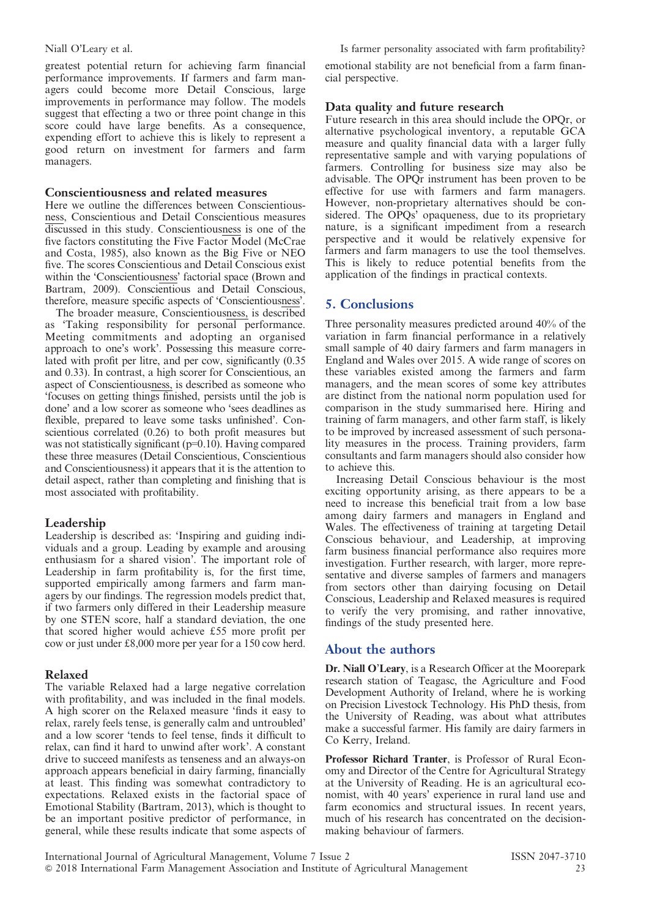greatest potential return for achieving farm financial performance improvements. If farmers and farm managers could become more Detail Conscious, large improvements in performance may follow. The models suggest that effecting a two or three point change in this score could have large benefits. As a consequence, expending effort to achieve this is likely to represent a good return on investment for farmers and farm managers.

### Conscientiousness and related measures

Here we outline the differences between Conscientious<u>ness</u>, Conscientious and Detail Conscientious measures discussed in this study. Conscientious<u>ness</u> is one of the five factors constituting the Five Factor Model (McCrae and Costa, 1985), also known as the Big Five or NEO five. The scores Conscientious and Detail Conscious exist within the 'Conscientious<u>ness</u>' factorial space (Brown and Bartram, 2009). Conscientious and Detail Conscious, therefore, measure specific aspects of 'Conscientious<u>ness</u>'.

The broader measure, Conscientious<u>ness</u>, is described as 'Taking responsibility for personal performance. Meeting commitments and adopting an organised approach to one's work'. Possessing this measure correlated with profit per litre, and per cow, significantly (0.35 and 0.33). In contrast, a high scorer for Conscientious, an aspect of Conscientious<u>ness</u>, is described as someone who 'focuses on getting things finished, persists until the job is done' and a low scorer as someone who 'sees deadlines as flexible, prepared to leave some tasks unfinished'. Conscientious correlated (0.26) to both profit measures but was not statistically significant (p=0.10). Having compared these three measures (Detail Conscientious, Conscientious and Conscientiousness) it appears that it is the attention to detail aspect, rather than completing and finishing that is most associated with profitability.

### Leadership

Leadership is described as: 'Inspiring and guiding individuals and a group. Leading by example and arousing enthusiasm for a shared vision'. The important role of Leadership in farm profitability is, for the first time, supported empirically among farmers and farm managers by our findings. The regression models predict that, if two farmers only differed in their Leadership measure by one STEN score, half a standard deviation, the one that scored higher would achieve £55 more profit per cow or just under £8,000 more per year for a 150 cow herd.

### Relaxed

The variable Relaxed had a large negative correlation with profitability, and was included in the final models. A high scorer on the Relaxed measure 'finds it easy to relax, rarely feels tense, is generally calm and untroubled' and a low scorer 'tends to feel tense, finds it difficult to relax, can find it hard to unwind after work'. A constant drive to succeed manifests as tenseness and an always-on approach appears beneficial in dairy farming, financially at least. This finding was somewhat contradictory to expectations. Relaxed exists in the factorial space of Emotional Stability (Bartram, 2013), which is thought to be an important positive predictor of performance, in general, while these results indicate that some aspects of emotional stability are not beneficial from a farm financial perspective.

### Data quality and future research

Future research in this area should include the OPQr, or alternative psychological inventory, a reputable GCA measure and quality financial data with a larger fully representative sample and with varying populations of farmers. Controlling for business size may also be advisable. The OPQr instrument has been proven to be effective for use with farmers and farm managers. However, non-proprietary alternatives should be considered. The OPQs' opaqueness, due to its proprietary nature, is a significant impediment from a research perspective and it would be relatively expensive for farmers and farm managers to use the tool themselves. This is likely to reduce potential benefits from the application of the findings in practical contexts.

## 5. Conclusions

Three personality measures predicted around 40% of the variation in farm financial performance in a relatively small sample of 40 dairy farmers and farm managers in England and Wales over 2015. A wide range of scores on these variables existed among the farmers and farm managers, and the mean scores of some key attributes are distinct from the national norm population used for comparison in the study summarised here. Hiring and training of farm managers, and other farm staff, is likely to be improved by increased assessment of such personality measures in the process. Training providers, farm consultants and farm managers should also consider how to achieve this.

Increasing Detail Conscious behaviour is the most exciting opportunity arising, as there appears to be a need to increase this beneficial trait from a low base among dairy farmers and managers in England and Wales. The effectiveness of training at targeting Detail Conscious behaviour, and Leadership, at improving farm business financial performance also requires more investigation. Further research, with larger, more representative and diverse samples of farmers and managers from sectors other than dairying focusing on Detail Conscious, Leadership and Relaxed measures is required to verify the very promising, and rather innovative, findings of the study presented here.

## About the authors

**Dr. Niall O'Leary**, is a Research Officer at the Moorepark research station of Teagasc, the Agriculture and Food Development Authority of Ireland, where he is working on Precision Livestock Technology. His PhD thesis, from the University of Reading, was about what attributes make a successful farmer. His family are dairy farmers in Co Kerry, Ireland.

**Professor Richard Tranter**, is Professor of Rural Economy and Director of the Centre for Agricultural Strategy at the University of Reading. He is an agricultural economist, with 40 years' experience in rural land use and farm economics and structural issues. In recent years, much of his research has concentrated on the decision-making behaviour of farmers.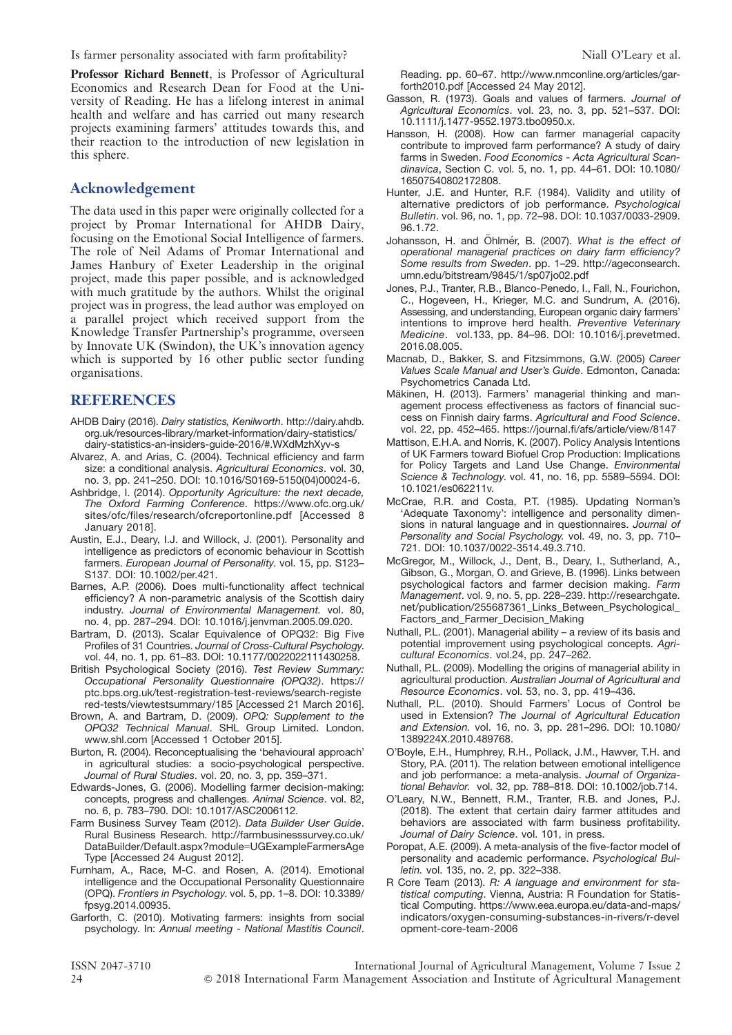**Professor Richard Bennett**, is Professor of Agricultural Economics and Research Dean for Food at the University of Reading. He has a lifelong interest in animal health and welfare and has carried out many research projects examining farmers' attitudes towards this, and their reaction to the introduction of new legislation in this sphere.

## Acknowledgement

The data used in this paper were originally collected for a project by Promar International for AHDB Dairy, focusing on the Emotional Social Intelligence of farmers. The role of Neil Adams of Promar International and James Hanbury of Exeter Leadership in the original project, made this paper possible, and is acknowledged with much gratitude by the authors. Whilst the original project was in progress, the lead author was employed on a parallel project which received support from the Knowledge Transfer Partnership's programme, overseen by Innovate UK (Swindon), the UK's innovation agency which is supported by 16 other public sector funding organisations.

## REFERENCES

AHDB Dairy (2016). *Dairy statistics, Kenilworth*. http://dairy.ahdb.org.uk/resources-library/market-information/dairy-statistics/dairy-statistics-an-insiders-guide-2016/#.WXdMzhXyv-s

Alvarez, A. and Arias, C. (2004). Technical efficiency and farm size: a conditional analysis. *Agricultural Economics*. vol. 30, no. 3, pp. 241–250. DOI: 10.1016/S0169-5150(04)00024-6.

Ashbridge, I. (2014). *Opportunity Agriculture: the next decade, The Oxford Farming Conference*. https://www.ofc.org.uk/sites/ofc/files/research/ofcreportonline.pdf [Accessed 8 January 2018].

Austin, E.J., Deary, I.J. and Willock, J. (2001). Personality and intelligence as predictors of economic behaviour in Scottish farmers. *European Journal of Personality*. vol. 15, pp. S123–S137. DOI: 10.1002/per.421.

Barnes, A.P. (2006). Does multi-functionality affect technical efficiency? A non-parametric analysis of the Scottish dairy industry. *Journal of Environmental Management.* vol. 80, no. 4, pp. 287–294. DOI: 10.1016/j.jenvman.2005.09.020.

Bartram, D. (2013). Scalar Equivalence of OPQ32: Big Five Profiles of 31 Countries. *Journal of Cross-Cultural Psychology*. vol. 44, no. 1, pp. 61–83. DOI: 10.1177/0022022111430258.

British Psychological Society (2016). *Test Review Summary: Occupational Personality Questionnaire (OPQ32)*. https://ptc.bps.org.uk/test-registration-test-reviews/search-registered-tests/viewtestsummary/185 [Accessed 21 March 2016].

Brown, A. and Bartram, D. (2009). *OPQ: Supplement to the OPQ32 Technical Manual*. SHL Group Limited. London. www.shl.com [Accessed 1 October 2015].

Burton, R. (2004). Reconceptualising the 'behavioural approach' in agricultural studies: a socio-psychological perspective. *Journal of Rural Studies*. vol. 20, no. 3, pp. 359–371.

Edwards-Jones, G. (2006). Modelling farmer decision-making: concepts, progress and challenges. *Animal Science*. vol. 82, no. 6, p. 783–790. DOI: 10.1017/ASC2006112.

Farm Business Survey Team (2012). *Data Builder User Guide*. Rural Business Research. http://farmbusinesssurvey.co.uk/DataBuilder/Default.aspx?module=UGExampleFarmersAgeType [Accessed 24 August 2012].

Furnham, A., Race, M-C. and Rosen, A. (2014). Emotional intelligence and the Occupational Personality Questionnaire (OPQ). *Frontiers in Psychology*. vol. 5, pp. 1–8. DOI: 10.3389/fpsyg.2014.00935.

Garforth, C. (2010). Motivating farmers: insights from social psychology. In: *Annual meeting - National Mastitis Council*. Reading. pp. 60–67. http://www.nmconline.org/articles/garforth2010.pdf [Accessed 24 May 2012].

Gasson, R. (1973). Goals and values of farmers. *Journal of Agricultural Economics*. vol. 23, no. 3, pp. 521–537. DOI: 10.1111/j.1477-9552.1973.tbo0950.x.

Hansson, H. (2008). How can farmer managerial capacity contribute to improved farm performance? A study of dairy farms in Sweden. *Food Economics - Acta Agricultural Scandinavica*, Section C. vol. 5, no. 1, pp. 44–61. DOI: 10.1080/16507540802172808.

Hunter, J.E. and Hunter, R.F. (1984). Validity and utility of alternative predictors of job performance. *Psychological Bulletin*. vol. 96, no. 1, pp. 72–98. DOI: 10.1037/0033-2909.96.1.72.

Johansson, H. and Öhlmér, B. (2007). *What is the effect of operational managerial practices on dairy farm efficiency? Some results from Sweden*. pp. 1–29. http://ageconsearch.umn.edu/bitstream/9845/1/sp07jo02.pdf

Jones, P.J., Tranter, R.B., Blanco-Penedo, I., Fall, N., Fourichon, C., Hogeveen, H., Krieger, M.C. and Sundrum, A. (2016). Assessing, and understanding, European organic dairy farmers' intentions to improve herd health. *Preventive Veterinary Medicine*. vol.133, pp. 84–96. DOI: 10.1016/j.prevetmed.2016.08.005.

Macnab, D., Bakker, S. and Fitzsimmons, G.W. (2005) *Career Values Scale Manual and User's Guide*. Edmonton, Canada: Psychometrics Canada Ltd.

Mäkinen, H. (2013). Farmers' managerial thinking and management process effectiveness as factors of financial success on Finnish dairy farms. *Agricultural and Food Science*. vol. 22, pp. 452–465. https://journal.fi/afs/article/view/8147

Mattison, E.H.A. and Norris, K. (2007). Policy Analysis Intentions of UK Farmers toward Biofuel Crop Production: Implications for Policy Targets and Land Use Change. *Environmental Science & Technology*. vol. 41, no. 16, pp. 5589–5594. DOI: 10.1021/es062211v.

McCrae, R.R. and Costa, P.T. (1985). Updating Norman's 'Adequate Taxonomy': intelligence and personality dimensions in natural language and in questionnaires. *Journal of Personality and Social Psychology.* vol. 49, no. 3, pp. 710–721. DOI: 10.1037/0022-3514.49.3.710.

McGregor, M., Willock, J., Dent, B., Deary, I., Sutherland, A., Gibson, G., Morgan, O. and Grieve, B. (1996). Links between psychological factors and farmer decision making. *Farm Management*. vol. 9, no. 5, pp. 228–239. http://researchgate.net/publication/255687361_Links_Between_Psychological_Factors_and_Farmer_Decision_Making

Nuthall, P.L. (2001). Managerial ability – a review of its basis and potential improvement using psychological concepts. *Agricultural Economics*. vol.24, pp. 247–262.

Nuthall, P.L. (2009). Modelling the origins of managerial ability in agricultural production. *Australian Journal of Agricultural and Resource Economics*. vol. 53, no. 3, pp. 419–436.

Nuthall, P.L. (2010). Should Farmers' Locus of Control be used in Extension? *The Journal of Agricultural Education and Extension.* vol. 16, no. 3, pp. 281–296. DOI: 10.1080/1389224X.2010.489768.

O'Boyle, E.H., Humphrey, R.H., Pollack, J.M., Hawver, T.H. and Story, P.A. (2011). The relation between emotional intelligence and job performance: a meta-analysis. *Journal of Organizational Behavior.* vol. 32, pp. 788–818. DOI: 10.1002/job.714.

O'Leary, N.W., Bennett, R.M., Tranter, R.B. and Jones, P.J. (2018). The extent that certain dairy farmer attitudes and behaviors are associated with farm business profitability. *Journal of Dairy Science*. vol. 101, in press.

Poropat, A.E. (2009). A meta-analysis of the five-factor model of personality and academic performance. *Psychological Bulletin.* vol. 135, no. 2, pp. 322–338.

R Core Team (2013). *R: A language and environment for statistical computing*. Vienna, Austria: R Foundation for Statistical Computing. https://www.eea.europa.eu/data-and-maps/indicators/oxygen-consuming-substances-in-rivers/r-development-core-team-2006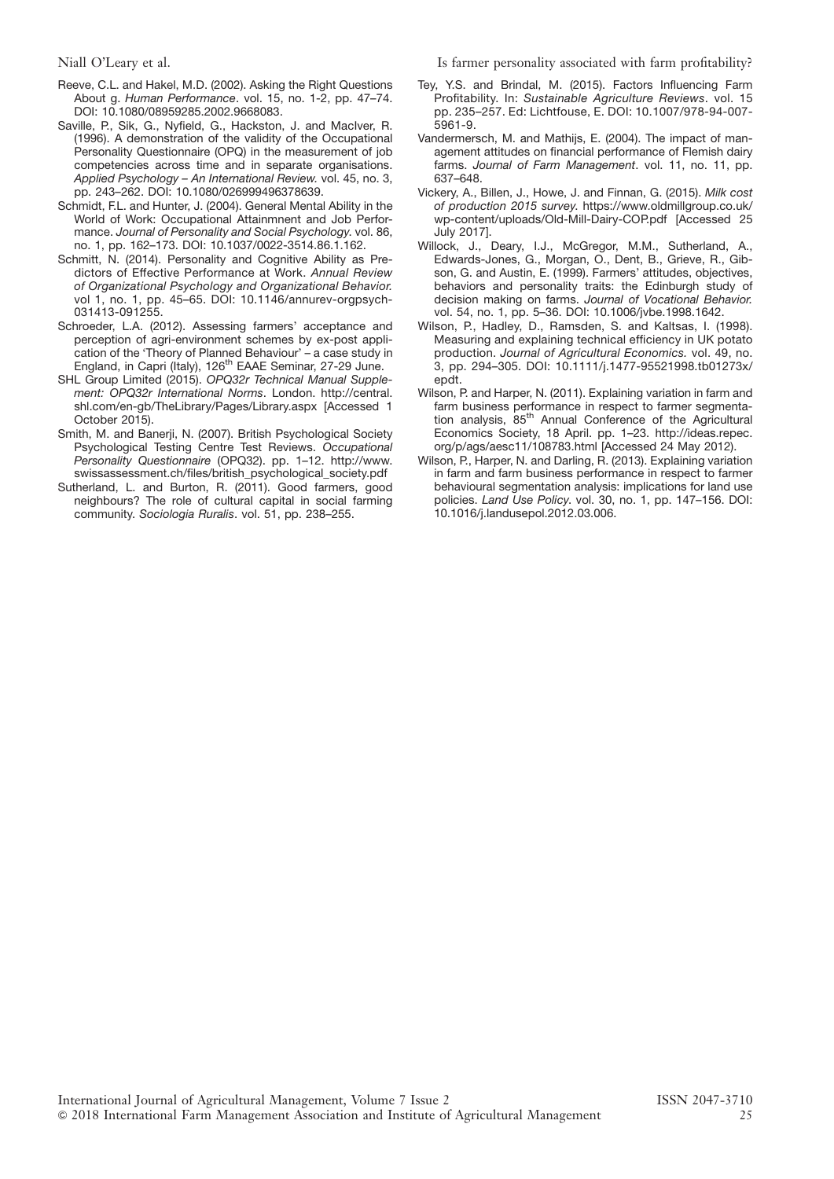Reeve, C.L. and Hakel, M.D. (2002). Asking the Right Questions About g. *Human Performance*. vol. 15, no. 1-2, pp. 47–74. DOI: 10.1080/08959285.2002.9668083.

Saville, P., Sik, G., Nyfield, G., Hackston, J. and MacIver, R. (1996). A demonstration of the validity of the Occupational Personality Questionnaire (OPQ) in the measurement of job competencies across time and in separate organisations. *Applied Psychology – An International Review.* vol. 45, no. 3, pp. 243–262. DOI: 10.1080/026999496378639.

Schmidt, F.L. and Hunter, J. (2004). General Mental Ability in the World of Work: Occupational Attainmnent and Job Performance. *Journal of Personality and Social Psychology.* vol. 86, no. 1, pp. 162–173. DOI: 10.1037/0022-3514.86.1.162.

Schmitt, N. (2014). Personality and Cognitive Ability as Predictors of Effective Performance at Work. *Annual Review of Organizational Psychology and Organizational Behavior.* vol 1, no. 1, pp. 45–65. DOI: 10.1146/annurev-orgpsych-031413-091255.

Schroeder, L.A. (2012). Assessing farmers' acceptance and perception of agri-environment schemes by ex-post application of the 'Theory of Planned Behaviour' – a case study in England, in Capri (Italy), 126th EAAE Seminar, 27-29 June.

SHL Group Limited (2015). *OPQ32r Technical Manual Supplement: OPQ32r International Norms*. London. http://central.shl.com/en-gb/TheLibrary/Pages/Library.aspx [Accessed 1 October 2015).

Smith, M. and Banerji, N. (2007). British Psychological Society Psychological Testing Centre Test Reviews. *Occupational Personality Questionnaire* (OPQ32). pp. 1–12. http://www.swissassessment.ch/files/british_psychological_society.pdf

Sutherland, L. and Burton, R. (2011). Good farmers, good neighbours? The role of cultural capital in social farming community. *Sociologia Ruralis*. vol. 51, pp. 238–255.

Tey, Y.S. and Brindal, M. (2015). Factors Influencing Farm Profitability. In: *Sustainable Agriculture Reviews*. vol. 15 pp. 235–257. Ed: Lichtfouse, E. DOI: 10.1007/978-94-007-5961-9.

Vandermersch, M. and Mathijs, E. (2004). The impact of management attitudes on financial performance of Flemish dairy farms. *Journal of Farm Management*. vol. 11, no. 11, pp. 637–648.

Vickery, A., Billen, J., Howe, J. and Finnan, G. (2015). *Milk cost of production 2015 survey.* https://www.oldmillgroup.co.uk/wp-content/uploads/Old-Mill-Dairy-COP.pdf [Accessed 25 July 2017].

Willock, J., Deary, I.J., McGregor, M.M., Sutherland, A., Edwards-Jones, G., Morgan, O., Dent, B., Grieve, R., Gibson, G. and Austin, E. (1999). Farmers' attitudes, objectives, behaviors and personality traits: the Edinburgh study of decision making on farms. *Journal of Vocational Behavior.* vol. 54, no. 1, pp. 5–36. DOI: 10.1006/jvbe.1998.1642.

Wilson, P., Hadley, D., Ramsden, S. and Kaltsas, I. (1998). Measuring and explaining technical efficiency in UK potato production. *Journal of Agricultural Economics.* vol. 49, no. 3, pp. 294–305. DOI: 10.1111/j.1477-95521998.tb01273x/epdt.

Wilson, P. and Harper, N. (2011). Explaining variation in farm and farm business performance in respect to farmer segmentation analysis, 85th Annual Conference of the Agricultural Economics Society, 18 April. pp. 1–23. http://ideas.repec.org/p/ags/aesc11/108783.html [Accessed 24 May 2012).

Wilson, P., Harper, N. and Darling, R. (2013). Explaining variation in farm and farm business performance in respect to farmer behavioural segmentation analysis: implications for land use policies. *Land Use Policy*. vol. 30, no. 1, pp. 147–156. DOI: 10.1016/j.landusepol.2012.03.006.